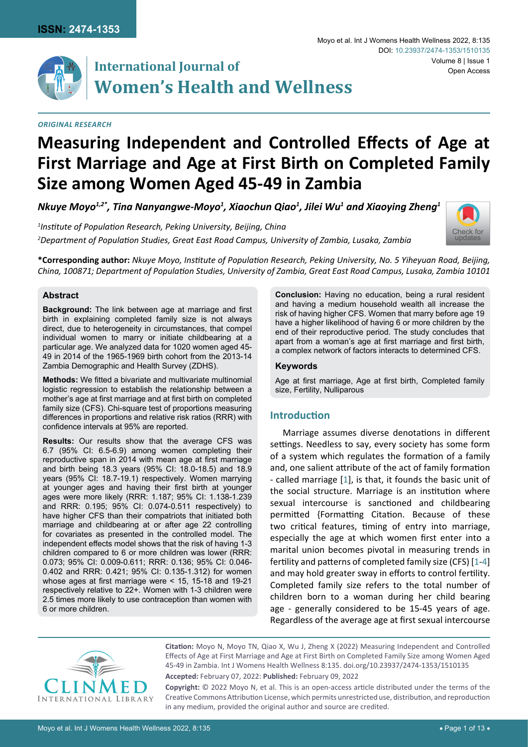ISSN: 2474-1353

# International Journal of Women's Health and Wellness

*ORIGINAL RESEARCH*

# Measuring Independent and Controlled Effects of Age at First Marriage and Age at First Birth on Completed Family Size among Women Aged 45-49 in Zambia

***Nkuye Moyo[1,2*], Tina Nanyangwe-Moyo[1], Xiaochun Qiao[1], Jilei Wu[1] and Xiaoying Zheng[1]***

*[1]Institute of Population Research, Peking University, Beijing, China*

*[2]Department of Population Studies, Great East Road Campus, University of Zambia, Lusaka, Zambia*

**\*Corresponding author:** *Nkuye Moyo, Institute of Population Research, Peking University, No. 5 Yiheyuan Road, Beijing, China, 100871; Department of Population Studies, University of Zambia, Great East Road Campus, Lusaka, Zambia 10101*

### Abstract

**Background:** The link between age at marriage and first birth in explaining completed family size is not always direct, due to heterogeneity in circumstances, that compel individual women to marry or initiate childbearing at a particular age. We analyzed data for 1020 women aged 45-49 in 2014 of the 1965-1969 birth cohort from the 2013-14 Zambia Demographic and Health Survey (ZDHS).

**Methods:** We fitted a bivariate and multivariate multinomial logistic regression to establish the relationship between a mother's age at first marriage and at first birth on completed family size (CFS). Chi-square test of proportions measuring differences in proportions and relative risk ratios (RRR) with confidence intervals at 95% are reported.

**Results:** Our results show that the average CFS was 6.7 (95% CI: 6.5-6.9) among women completing their reproductive span in 2014 with mean age at first marriage and birth being 18.3 years (95% CI: 18.0-18.5) and 18.9 years (95% CI: 18.7-19.1) respectively. Women marrying at younger ages and having their first birth at younger ages were more likely (RRR: 1.187; 95% CI: 1.138-1.239 and RRR: 0.195; 95% CI: 0.074-0.511 respectively) to have higher CFS than their compatriots that initiated both marriage and childbearing at or after age 22 controlling for covariates as presented in the controlled model. The independent effects model shows that the risk of having 1-3 children compared to 6 or more children was lower (RRR: 0.073; 95% CI: 0.009-0.611; RRR: 0.136; 95% CI: 0.046-0.402 and RRR: 0.421; 95% CI: 0.135-1.312) for women whose ages at first marriage were < 15, 15-18 and 19-21 respectively relative to 22+. Women with 1-3 children were 2.5 times more likely to use contraception than women with 6 or more children.

**Conclusion:** Having no education, being a rural resident and having a medium household wealth all increase the risk of having higher CFS. Women that marry before age 19 have a higher likelihood of having 6 or more children by the end of their reproductive period. The study concludes that apart from a woman's age at first marriage and first birth, a complex network of factors interacts to determined CFS.

### Keywords

Age at first marriage, Age at first birth, Completed family size, Fertility, Nulliparous

## Introduction

Marriage assumes diverse denotations in different settings. Needless to say, every society has some form of a system which regulates the formation of a family and, one salient attribute of the act of family formation - called marriage [1], is that, it founds the basic unit of the social structure. Marriage is an institution where sexual intercourse is sanctioned and childbearing permitted {Formatting Citation. Because of these two critical features, timing of entry into marriage, especially the age at which women first enter into a marital union becomes pivotal in measuring trends in fertility and patterns of completed family size (CFS) [1-4] and may hold greater sway in efforts to control fertility. Completed family size refers to the total number of children born to a woman during her child bearing age - generally considered to be 15-45 years of age. Regardless of the average age at first sexual intercourse

**Citation:** Moyo N, Moyo TN, Qiao X, Wu J, Zheng X (2022) Measuring Independent and Controlled Effects of Age at First Marriage and Age at First Birth on Completed Family Size among Women Aged 45-49 in Zambia. Int J Womens Health Wellness 8:135. doi.org/10.23937/2474-1353/1510135

**Accepted:** February 07, 2022: **Published:** February 09, 2022

**Copyright:** © 2022 Moyo N, et al. This is an open-access article distributed under the terms of the Creative Commons Attribution License, which permits unrestricted use, distribution, and reproduction in any medium, provided the original author and source are credited.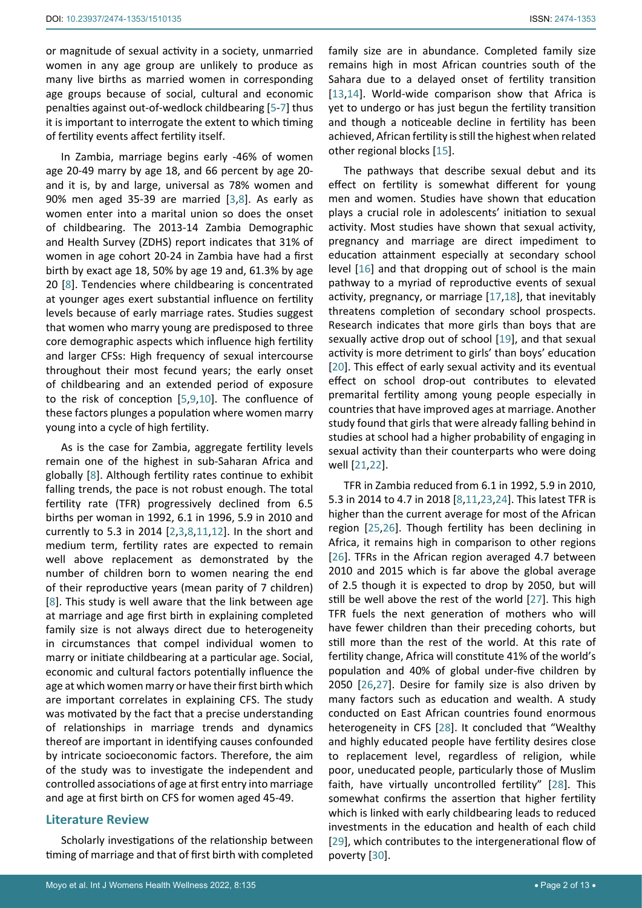or magnitude of sexual activity in a society, unmarried women in any age group are unlikely to produce as many live births as married women in corresponding age groups because of social, cultural and economic penalties against out-of-wedlock childbearing [5-7] thus it is important to interrogate the extent to which timing of fertility events affect fertility itself.

In Zambia, marriage begins early -46% of women age 20-49 marry by age 18, and 66 percent by age 20- and it is, by and large, universal as 78% women and 90% men aged 35-39 are married [3,8]. As early as women enter into a marital union so does the onset of childbearing. The 2013-14 Zambia Demographic and Health Survey (ZDHS) report indicates that 31% of women in age cohort 20-24 in Zambia have had a first birth by exact age 18, 50% by age 19 and, 61.3% by age 20 [8]. Tendencies where childbearing is concentrated at younger ages exert substantial influence on fertility levels because of early marriage rates. Studies suggest that women who marry young are predisposed to three core demographic aspects which influence high fertility and larger CFSs: High frequency of sexual intercourse throughout their most fecund years; the early onset of childbearing and an extended period of exposure to the risk of conception [5,9,10]. The confluence of these factors plunges a population where women marry young into a cycle of high fertility.

As is the case for Zambia, aggregate fertility levels remain one of the highest in sub-Saharan Africa and globally [8]. Although fertility rates continue to exhibit falling trends, the pace is not robust enough. The total fertility rate (TFR) progressively declined from 6.5 births per woman in 1992, 6.1 in 1996, 5.9 in 2010 and currently to 5.3 in 2014 [2,3,8,11,12]. In the short and medium term, fertility rates are expected to remain well above replacement as demonstrated by the number of children born to women nearing the end of their reproductive years (mean parity of 7 children) [8]. This study is well aware that the link between age at marriage and age first birth in explaining completed family size is not always direct due to heterogeneity in circumstances that compel individual women to marry or initiate childbearing at a particular age. Social, economic and cultural factors potentially influence the age at which women marry or have their first birth which are important correlates in explaining CFS. The study was motivated by the fact that a precise understanding of relationships in marriage trends and dynamics thereof are important in identifying causes confounded by intricate socioeconomic factors. Therefore, the aim of the study was to investigate the independent and controlled associations of age at first entry into marriage and age at first birth on CFS for women aged 45-49.

## Literature Review

Scholarly investigations of the relationship between timing of marriage and that of first birth with completed family size are in abundance. Completed family size remains high in most African countries south of the Sahara due to a delayed onset of fertility transition [13,14]. World-wide comparison show that Africa is yet to undergo or has just begun the fertility transition and though a noticeable decline in fertility has been achieved, African fertility is still the highest when related other regional blocks [15].

The pathways that describe sexual debut and its effect on fertility is somewhat different for young men and women. Studies have shown that education plays a crucial role in adolescents' initiation to sexual activity. Most studies have shown that sexual activity, pregnancy and marriage are direct impediment to education attainment especially at secondary school level [16] and that dropping out of school is the main pathway to a myriad of reproductive events of sexual activity, pregnancy, or marriage [17,18], that inevitably threatens completion of secondary school prospects. Research indicates that more girls than boys that are sexually active drop out of school [19], and that sexual activity is more detriment to girls' than boys' education [20]. This effect of early sexual activity and its eventual effect on school drop-out contributes to elevated premarital fertility among young people especially in countries that have improved ages at marriage. Another study found that girls that were already falling behind in studies at school had a higher probability of engaging in sexual activity than their counterparts who were doing well [21,22].

TFR in Zambia reduced from 6.1 in 1992, 5.9 in 2010, 5.3 in 2014 to 4.7 in 2018 [8,11,23,24]. This latest TFR is higher than the current average for most of the African region [25,26]. Though fertility has been declining in Africa, it remains high in comparison to other regions [26]. TFRs in the African region averaged 4.7 between 2010 and 2015 which is far above the global average of 2.5 though it is expected to drop by 2050, but will still be well above the rest of the world [27]. This high TFR fuels the next generation of mothers who will have fewer children than their preceding cohorts, but still more than the rest of the world. At this rate of fertility change, Africa will constitute 41% of the world's population and 40% of global under-five children by 2050 [26,27]. Desire for family size is also driven by many factors such as education and wealth. A study conducted on East African countries found enormous heterogeneity in CFS [28]. It concluded that "Wealthy and highly educated people have fertility desires close to replacement level, regardless of religion, while poor, uneducated people, particularly those of Muslim faith, have virtually uncontrolled fertility" [28]. This somewhat confirms the assertion that higher fertility which is linked with early childbearing leads to reduced investments in the education and health of each child [29], which contributes to the intergenerational flow of poverty [30].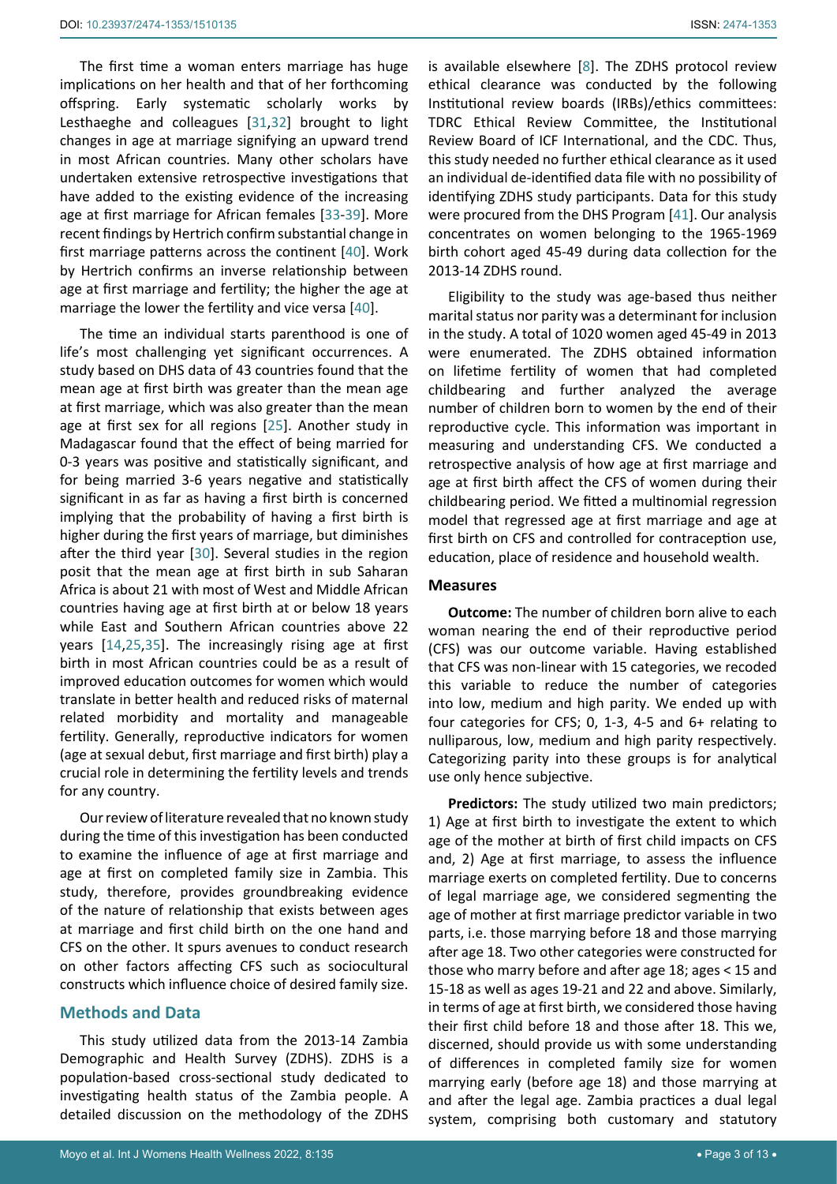The first time a woman enters marriage has huge implications on her health and that of her forthcoming offspring. Early systematic scholarly works by Lesthaeghe and colleagues [31,32] brought to light changes in age at marriage signifying an upward trend in most African countries. Many other scholars have undertaken extensive retrospective investigations that have added to the existing evidence of the increasing age at first marriage for African females [33-39]. More recent findings by Hertrich confirm substantial change in first marriage patterns across the continent [40]. Work by Hertrich confirms an inverse relationship between age at first marriage and fertility; the higher the age at marriage the lower the fertility and vice versa [40].

The time an individual starts parenthood is one of life's most challenging yet significant occurrences. A study based on DHS data of 43 countries found that the mean age at first birth was greater than the mean age at first marriage, which was also greater than the mean age at first sex for all regions [25]. Another study in Madagascar found that the effect of being married for 0-3 years was positive and statistically significant, and for being married 3-6 years negative and statistically significant in as far as having a first birth is concerned implying that the probability of having a first birth is higher during the first years of marriage, but diminishes after the third year [30]. Several studies in the region posit that the mean age at first birth in sub Saharan Africa is about 21 with most of West and Middle African countries having age at first birth at or below 18 years while East and Southern African countries above 22 years [14,25,35]. The increasingly rising age at first birth in most African countries could be as a result of improved education outcomes for women which would translate in better health and reduced risks of maternal related morbidity and mortality and manageable fertility. Generally, reproductive indicators for women (age at sexual debut, first marriage and first birth) play a crucial role in determining the fertility levels and trends for any country.

Our review of literature revealed that no known study during the time of this investigation has been conducted to examine the influence of age at first marriage and age at first on completed family size in Zambia. This study, therefore, provides groundbreaking evidence of the nature of relationship that exists between ages at marriage and first child birth on the one hand and CFS on the other. It spurs avenues to conduct research on other factors affecting CFS such as sociocultural constructs which influence choice of desired family size.

## Methods and Data

This study utilized data from the 2013-14 Zambia Demographic and Health Survey (ZDHS). ZDHS is a population-based cross-sectional study dedicated to investigating health status of the Zambia people. A detailed discussion on the methodology of the ZDHS is available elsewhere [8]. The ZDHS protocol review ethical clearance was conducted by the following Institutional review boards (IRBs)/ethics committees: TDRC Ethical Review Committee, the Institutional Review Board of ICF International, and the CDC. Thus, this study needed no further ethical clearance as it used an individual de-identified data file with no possibility of identifying ZDHS study participants. Data for this study were procured from the DHS Program [41]. Our analysis concentrates on women belonging to the 1965-1969 birth cohort aged 45-49 during data collection for the 2013-14 ZDHS round.

Eligibility to the study was age-based thus neither marital status nor parity was a determinant for inclusion in the study. A total of 1020 women aged 45-49 in 2013 were enumerated. The ZDHS obtained information on lifetime fertility of women that had completed childbearing and further analyzed the average number of children born to women by the end of their reproductive cycle. This information was important in measuring and understanding CFS. We conducted a retrospective analysis of how age at first marriage and age at first birth affect the CFS of women during their childbearing period. We fitted a multinomial regression model that regressed age at first marriage and age at first birth on CFS and controlled for contraception use, education, place of residence and household wealth.

### Measures

**Outcome:** The number of children born alive to each woman nearing the end of their reproductive period (CFS) was our outcome variable. Having established that CFS was non-linear with 15 categories, we recoded this variable to reduce the number of categories into low, medium and high parity. We ended up with four categories for CFS; 0, 1-3, 4-5 and 6+ relating to nulliparous, low, medium and high parity respectively. Categorizing parity into these groups is for analytical use only hence subjective.

**Predictors:** The study utilized two main predictors; 1) Age at first birth to investigate the extent to which age of the mother at birth of first child impacts on CFS and, 2) Age at first marriage, to assess the influence marriage exerts on completed fertility. Due to concerns of legal marriage age, we considered segmenting the age of mother at first marriage predictor variable in two parts, i.e. those marrying before 18 and those marrying after age 18. Two other categories were constructed for those who marry before and after age 18; ages < 15 and 15-18 as well as ages 19-21 and 22 and above. Similarly, in terms of age at first birth, we considered those having their first child before 18 and those after 18. This we, discerned, should provide us with some understanding of differences in completed family size for women marrying early (before age 18) and those marrying at and after the legal age. Zambia practices a dual legal system, comprising both customary and statutory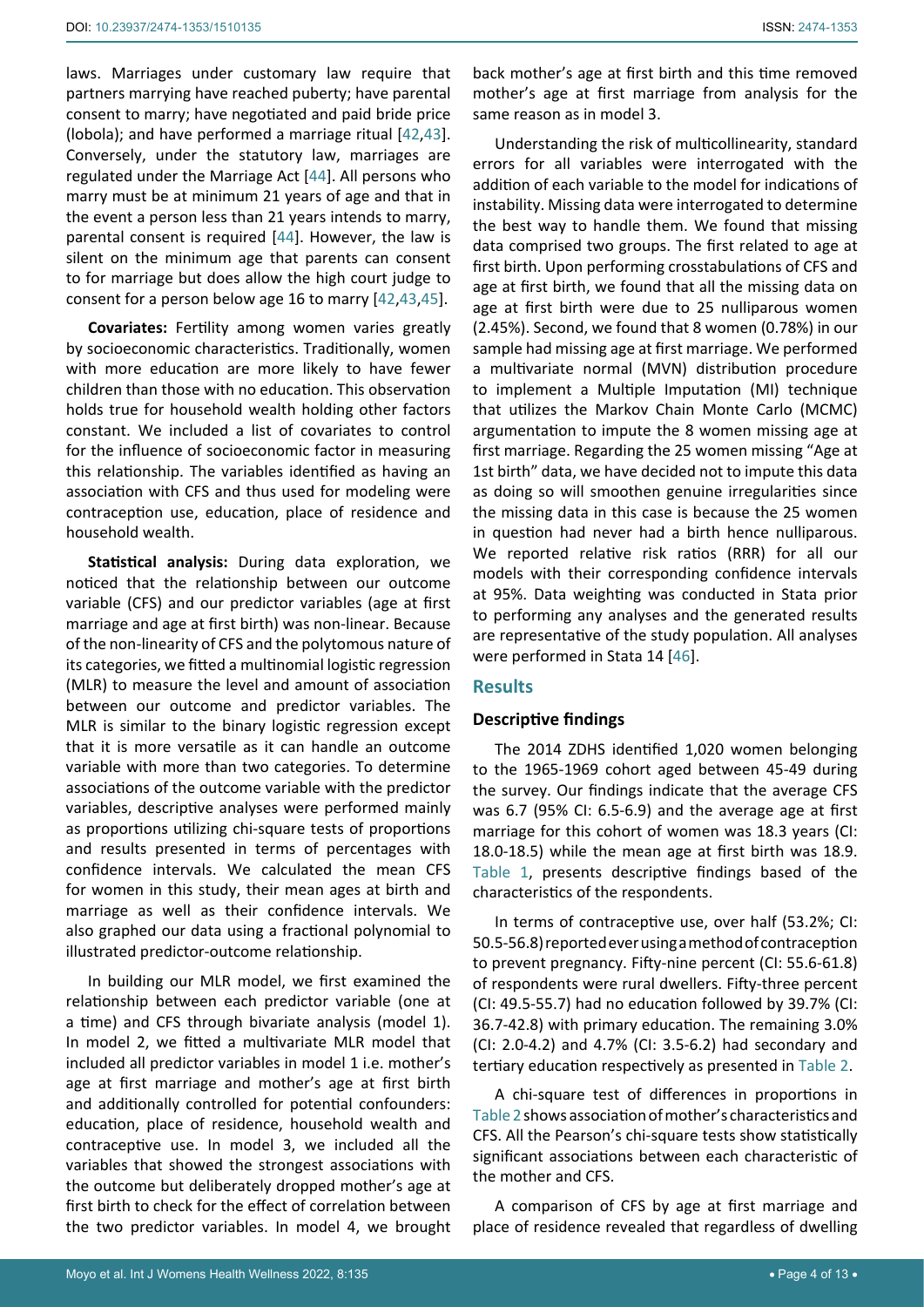laws. Marriages under customary law require that partners marrying have reached puberty; have parental consent to marry; have negotiated and paid bride price (lobola); and have performed a marriage ritual [42,43]. Conversely, under the statutory law, marriages are regulated under the Marriage Act [44]. All persons who marry must be at minimum 21 years of age and that in the event a person less than 21 years intends to marry, parental consent is required [44]. However, the law is silent on the minimum age that parents can consent to for marriage but does allow the high court judge to consent for a person below age 16 to marry [42,43,45].

**Covariates:** Fertility among women varies greatly by socioeconomic characteristics. Traditionally, women with more education are more likely to have fewer children than those with no education. This observation holds true for household wealth holding other factors constant. We included a list of covariates to control for the influence of socioeconomic factor in measuring this relationship. The variables identified as having an association with CFS and thus used for modeling were contraception use, education, place of residence and household wealth.

**Statistical analysis:** During data exploration, we noticed that the relationship between our outcome variable (CFS) and our predictor variables (age at first marriage and age at first birth) was non-linear. Because of the non-linearity of CFS and the polytomous nature of its categories, we fitted a multinomial logistic regression (MLR) to measure the level and amount of association between our outcome and predictor variables. The MLR is similar to the binary logistic regression except that it is more versatile as it can handle an outcome variable with more than two categories. To determine associations of the outcome variable with the predictor variables, descriptive analyses were performed mainly as proportions utilizing chi-square tests of proportions and results presented in terms of percentages with confidence intervals. We calculated the mean CFS for women in this study, their mean ages at birth and marriage as well as their confidence intervals. We also graphed our data using a fractional polynomial to illustrated predictor-outcome relationship.

In building our MLR model, we first examined the relationship between each predictor variable (one at a time) and CFS through bivariate analysis (model 1). In model 2, we fitted a multivariate MLR model that included all predictor variables in model 1 i.e. mother's age at first marriage and mother's age at first birth and additionally controlled for potential confounders: education, place of residence, household wealth and contraceptive use. In model 3, we included all the variables that showed the strongest associations with the outcome but deliberately dropped mother's age at first birth to check for the effect of correlation between the two predictor variables. In model 4, we brought back mother's age at first birth and this time removed mother's age at first marriage from analysis for the same reason as in model 3.

Understanding the risk of multicollinearity, standard errors for all variables were interrogated with the addition of each variable to the model for indications of instability. Missing data were interrogated to determine the best way to handle them. We found that missing data comprised two groups. The first related to age at first birth. Upon performing crosstabulations of CFS and age at first birth, we found that all the missing data on age at first birth were due to 25 nulliparous women (2.45%). Second, we found that 8 women (0.78%) in our sample had missing age at first marriage. We performed a multivariate normal (MVN) distribution procedure to implement a Multiple Imputation (MI) technique that utilizes the Markov Chain Monte Carlo (MCMC) argumentation to impute the 8 women missing age at first marriage. Regarding the 25 women missing "Age at 1st birth" data, we have decided not to impute this data as doing so will smoothen genuine irregularities since the missing data in this case is because the 25 women in question had never had a birth hence nulliparous. We reported relative risk ratios (RRR) for all our models with their corresponding confidence intervals at 95%. Data weighting was conducted in Stata prior to performing any analyses and the generated results are representative of the study population. All analyses were performed in Stata 14 [46].

## Results

### Descriptive findings

The 2014 ZDHS identified 1,020 women belonging to the 1965-1969 cohort aged between 45-49 during the survey. Our findings indicate that the average CFS was 6.7 (95% CI: 6.5-6.9) and the average age at first marriage for this cohort of women was 18.3 years (CI: 18.0-18.5) while the mean age at first birth was 18.9. Table 1, presents descriptive findings based of the characteristics of the respondents.

In terms of contraceptive use, over half (53.2%; CI: 50.5-56.8) reported ever using a method of contraception to prevent pregnancy. Fifty-nine percent (CI: 55.6-61.8) of respondents were rural dwellers. Fifty-three percent (CI: 49.5-55.7) had no education followed by 39.7% (CI: 36.7-42.8) with primary education. The remaining 3.0% (CI: 2.0-4.2) and 4.7% (CI: 3.5-6.2) had secondary and tertiary education respectively as presented in Table 2.

A chi-square test of differences in proportions in Table 2 shows association of mother's characteristics and CFS. All the Pearson's chi-square tests show statistically significant associations between each characteristic of the mother and CFS.

A comparison of CFS by age at first marriage and place of residence revealed that regardless of dwelling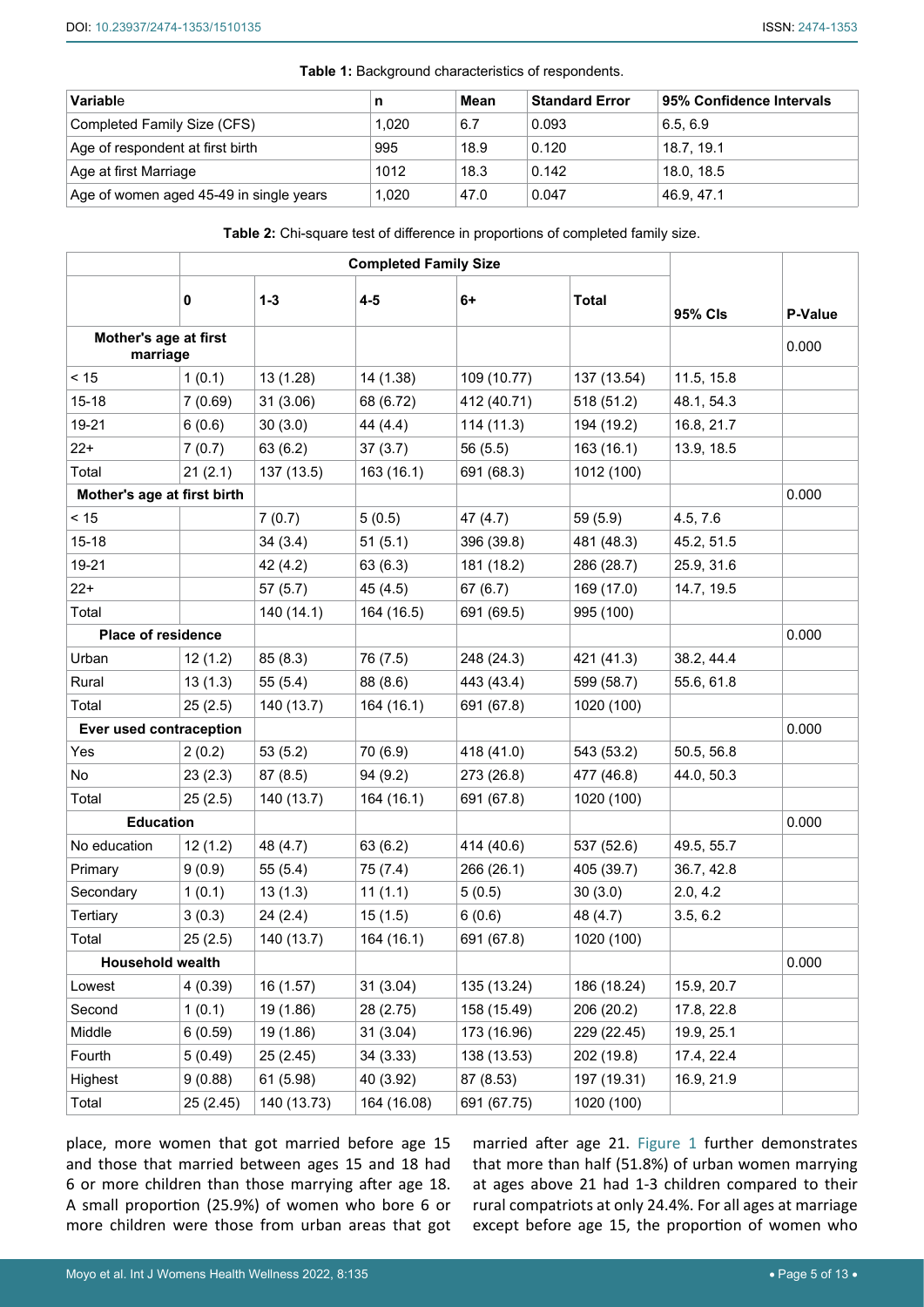**Table 1:** Background characteristics of respondents.

| Variable | n | Mean | Standard Error | 95% Confidence Intervals |
|---|---|---|---|---|
| Completed Family Size (CFS) | 1,020 | 6.7 | 0.093 | 6.5, 6.9 |
| Age of respondent at first birth | 995 | 18.9 | 0.120 | 18.7, 19.1 |
| Age at first Marriage | 1012 | 18.3 | 0.142 | 18.0, 18.5 |
| Age of women aged 45-49 in single years | 1,020 | 47.0 | 0.047 | 46.9, 47.1 |

**Table 2:** Chi-square test of difference in proportions of completed family size.

| | Completed Family Size | | | | | | |
|---|---|---|---|---|---|---|---|
| | 0 | 1-3 | 4-5 | 6+ | Total | 95% CIs | P-Value |
| **Mother's age at first marriage** | | | | | | | 0.000 |
| < 15 | 1 (0.1) | 13 (1.28) | 14 (1.38) | 109 (10.77) | 137 (13.54) | 11.5, 15.8 | |
| 15-18 | 7 (0.69) | 31 (3.06) | 68 (6.72) | 412 (40.71) | 518 (51.2) | 48.1, 54.3 | |
| 19-21 | 6 (0.6) | 30 (3.0) | 44 (4.4) | 114 (11.3) | 194 (19.2) | 16.8, 21.7 | |
| 22+ | 7 (0.7) | 63 (6.2) | 37 (3.7) | 56 (5.5) | 163 (16.1) | 13.9, 18.5 | |
| Total | 21 (2.1) | 137 (13.5) | 163 (16.1) | 691 (68.3) | 1012 (100) | | |
| **Mother's age at first birth** | | | | | | | 0.000 |
| < 15 | | 7 (0.7) | 5 (0.5) | 47 (4.7) | 59 (5.9) | 4.5, 7.6 | |
| 15-18 | | 34 (3.4) | 51 (5.1) | 396 (39.8) | 481 (48.3) | 45.2, 51.5 | |
| 19-21 | | 42 (4.2) | 63 (6.3) | 181 (18.2) | 286 (28.7) | 25.9, 31.6 | |
| 22+ | | 57 (5.7) | 45 (4.5) | 67 (6.7) | 169 (17.0) | 14.7, 19.5 | |
| Total | | 140 (14.1) | 164 (16.5) | 691 (69.5) | 995 (100) | | |
| **Place of residence** | | | | | | | 0.000 |
| Urban | 12 (1.2) | 85 (8.3) | 76 (7.5) | 248 (24.3) | 421 (41.3) | 38.2, 44.4 | |
| Rural | 13 (1.3) | 55 (5.4) | 88 (8.6) | 443 (43.4) | 599 (58.7) | 55.6, 61.8 | |
| Total | 25 (2.5) | 140 (13.7) | 164 (16.1) | 691 (67.8) | 1020 (100) | | |
| **Ever used contraception** | | | | | | | 0.000 |
| Yes | 2 (0.2) | 53 (5.2) | 70 (6.9) | 418 (41.0) | 543 (53.2) | 50.5, 56.8 | |
| No | 23 (2.3) | 87 (8.5) | 94 (9.2) | 273 (26.8) | 477 (46.8) | 44.0, 50.3 | |
| Total | 25 (2.5) | 140 (13.7) | 164 (16.1) | 691 (67.8) | 1020 (100) | | |
| **Education** | | | | | | | 0.000 |
| No education | 12 (1.2) | 48 (4.7) | 63 (6.2) | 414 (40.6) | 537 (52.6) | 49.5, 55.7 | |
| Primary | 9 (0.9) | 55 (5.4) | 75 (7.4) | 266 (26.1) | 405 (39.7) | 36.7, 42.8 | |
| Secondary | 1 (0.1) | 13 (1.3) | 11 (1.1) | 5 (0.5) | 30 (3.0) | 2.0, 4.2 | |
| Tertiary | 3 (0.3) | 24 (2.4) | 15 (1.5) | 6 (0.6) | 48 (4.7) | 3.5, 6.2 | |
| Total | 25 (2.5) | 140 (13.7) | 164 (16.1) | 691 (67.8) | 1020 (100) | | |
| **Household wealth** | | | | | | | 0.000 |
| Lowest | 4 (0.39) | 16 (1.57) | 31 (3.04) | 135 (13.24) | 186 (18.24) | 15.9, 20.7 | |
| Second | 1 (0.1) | 19 (1.86) | 28 (2.75) | 158 (15.49) | 206 (20.2) | 17.8, 22.8 | |
| Middle | 6 (0.59) | 19 (1.86) | 31 (3.04) | 173 (16.96) | 229 (22.45) | 19.9, 25.1 | |
| Fourth | 5 (0.49) | 25 (2.45) | 34 (3.33) | 138 (13.53) | 202 (19.8) | 17.4, 22.4 | |
| Highest | 9 (0.88) | 61 (5.98) | 40 (3.92) | 87 (8.53) | 197 (19.31) | 16.9, 21.9 | |
| Total | 25 (2.45) | 140 (13.73) | 164 (16.08) | 691 (67.75) | 1020 (100) | | |

place, more women that got married before age 15 and those that married between ages 15 and 18 had 6 or more children than those marrying after age 18. A small proportion (25.9%) of women who bore 6 or more children were those from urban areas that got married after age 21. Figure 1 further demonstrates that more than half (51.8%) of urban women marrying at ages above 21 had 1-3 children compared to their rural compatriots at only 24.4%. For all ages at marriage except before age 15, the proportion of women who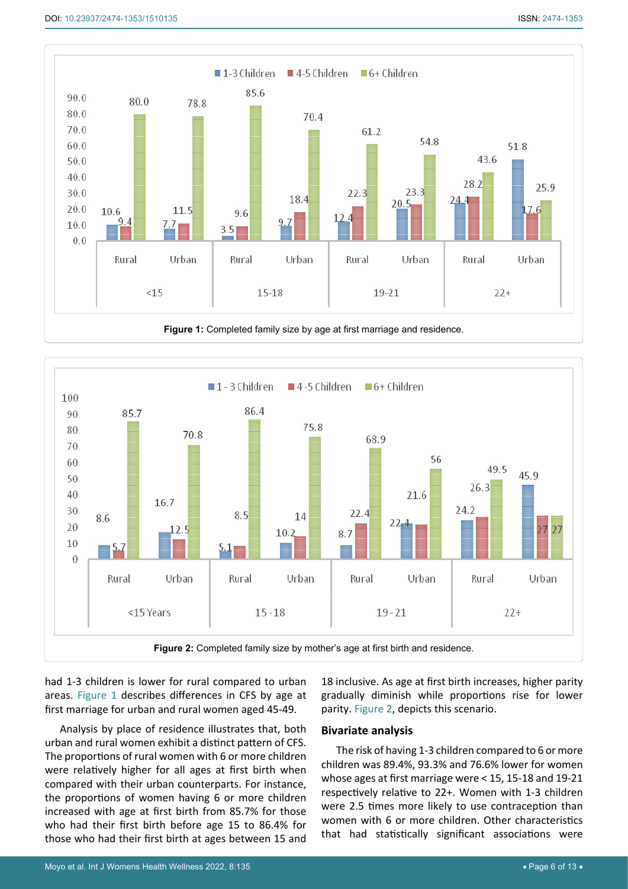Figure 1: Completed family size by age at first marriage and residence.

Figure 2: Completed family size by mother's age at first birth and residence.

had 1-3 children is lower for rural compared to urban areas. Figure 1 describes differences in CFS by age at first marriage for urban and rural women aged 45-49.

Analysis by place of residence illustrates that, both urban and rural women exhibit a distinct pattern of CFS. The proportions of rural women with 6 or more children were relatively higher for all ages at first birth when compared with their urban counterparts. For instance, the proportions of women having 6 or more children increased with age at first birth from 85.7% for those who had their first birth before age 15 to 86.4% for those who had their first birth at ages between 15 and 18 inclusive. As age at first birth increases, higher parity gradually diminish while proportions rise for lower parity. Figure 2, depicts this scenario.

## Bivariate analysis

The risk of having 1-3 children compared to 6 or more children was 89.4%, 93.3% and 76.6% lower for women whose ages at first marriage were < 15, 15-18 and 19-21 respectively relative to 22+. Women with 1-3 children were 2.5 times more likely to use contraception than women with 6 or more children. Other characteristics that had statistically significant associations were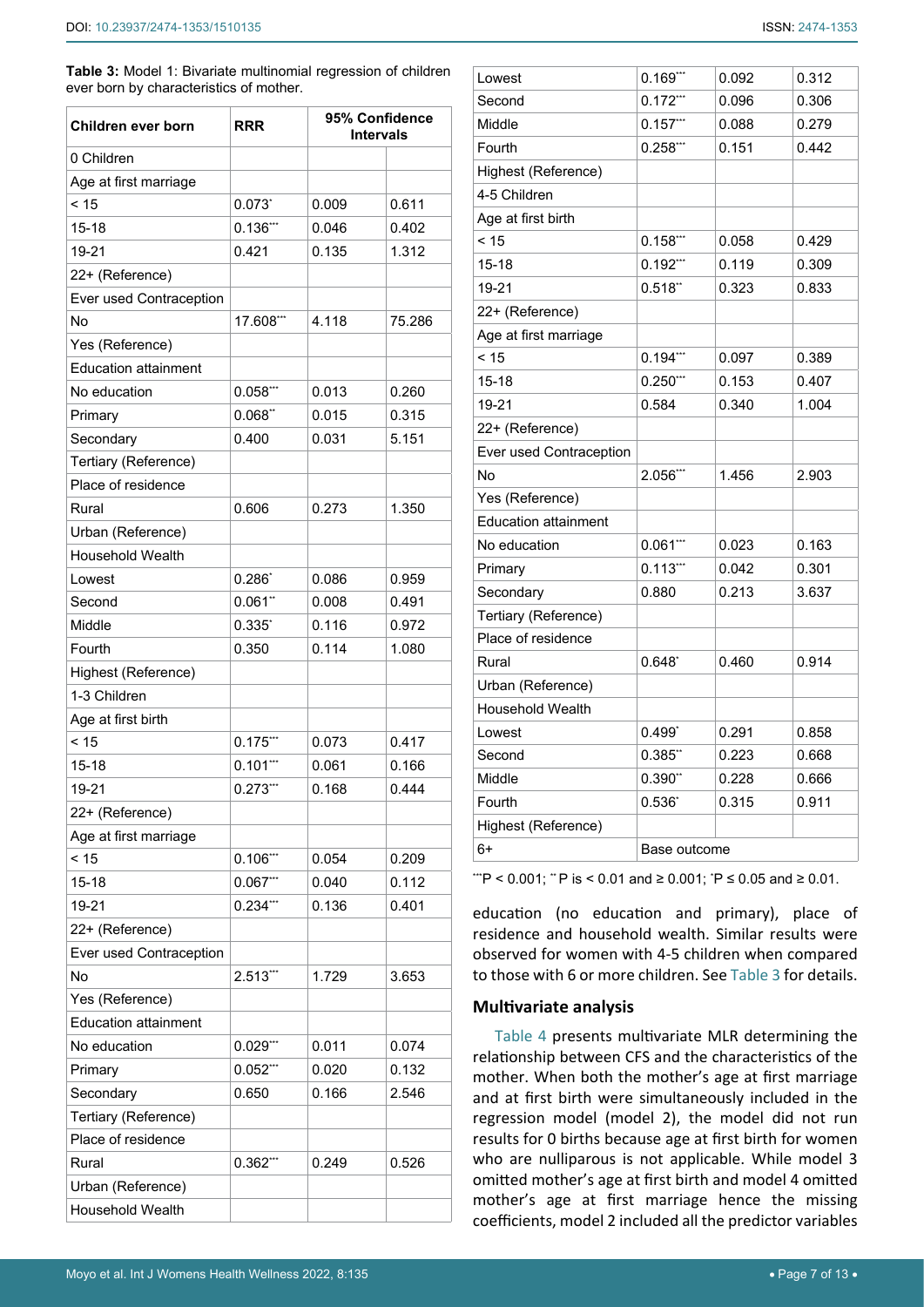**Table 3:** Model 1: Bivariate multinomial regression of children ever born by characteristics of mother.

| Children ever born | RRR | 95% Confidence Intervals | |
|---|---|---|---|
| 0 Children | | | |
| Age at first marriage | | | |
| < 15 | 0.073* | 0.009 | 0.611 |
| 15-18 | 0.136*** | 0.046 | 0.402 |
| 19-21 | 0.421 | 0.135 | 1.312 |
| 22+ (Reference) | | | |
| Ever used Contraception | | | |
| No | 17.608*** | 4.118 | 75.286 |
| Yes (Reference) | | | |
| Education attainment | | | |
| No education | 0.058*** | 0.013 | 0.260 |
| Primary | 0.068** | 0.015 | 0.315 |
| Secondary | 0.400 | 0.031 | 5.151 |
| Tertiary (Reference) | | | |
| Place of residence | | | |
| Rural | 0.606 | 0.273 | 1.350 |
| Urban (Reference) | | | |
| Household Wealth | | | |
| Lowest | 0.286* | 0.086 | 0.959 |
| Second | 0.061** | 0.008 | 0.491 |
| Middle | 0.335* | 0.116 | 0.972 |
| Fourth | 0.350 | 0.114 | 1.080 |
| Highest (Reference) | | | |
| 1-3 Children | | | |
| Age at first birth | | | |
| < 15 | 0.175*** | 0.073 | 0.417 |
| 15-18 | 0.101*** | 0.061 | 0.166 |
| 19-21 | 0.273*** | 0.168 | 0.444 |
| 22+ (Reference) | | | |
| Age at first marriage | | | |
| < 15 | 0.106*** | 0.054 | 0.209 |
| 15-18 | 0.067*** | 0.040 | 0.112 |
| 19-21 | 0.234*** | 0.136 | 0.401 |
| 22+ (Reference) | | | |
| Ever used Contraception | | | |
| No | 2.513*** | 1.729 | 3.653 |
| Yes (Reference) | | | |
| Education attainment | | | |
| No education | 0.029*** | 0.011 | 0.074 |
| Primary | 0.052*** | 0.020 | 0.132 |
| Secondary | 0.650 | 0.166 | 2.546 |
| Tertiary (Reference) | | | |
| Place of residence | | | |
| Rural | 0.362*** | 0.249 | 0.526 |
| Urban (Reference) | | | |
| Household Wealth | | | |
| Lowest | 0.169*** | 0.092 | 0.312 |
| Second | 0.172*** | 0.096 | 0.306 |
| Middle | 0.157*** | 0.088 | 0.279 |
| Fourth | 0.258*** | 0.151 | 0.442 |
| Highest (Reference) | | | |
| 4-5 Children | | | |
| Age at first birth | | | |
| < 15 | 0.158*** | 0.058 | 0.429 |
| 15-18 | 0.192*** | 0.119 | 0.309 |
| 19-21 | 0.518** | 0.323 | 0.833 |
| 22+ (Reference) | | | |
| Age at first marriage | | | |
| < 15 | 0.194*** | 0.097 | 0.389 |
| 15-18 | 0.250*** | 0.153 | 0.407 |
| 19-21 | 0.584 | 0.340 | 1.004 |
| 22+ (Reference) | | | |
| Ever used Contraception | | | |
| No | 2.056*** | 1.456 | 2.903 |
| Yes (Reference) | | | |
| Education attainment | | | |
| No education | 0.061*** | 0.023 | 0.163 |
| Primary | 0.113*** | 0.042 | 0.301 |
| Secondary | 0.880 | 0.213 | 3.637 |
| Tertiary (Reference) | | | |
| Place of residence | | | |
| Rural | 0.648* | 0.460 | 0.914 |
| Urban (Reference) | | | |
| Household Wealth | | | |
| Lowest | 0.499* | 0.291 | 0.858 |
| Second | 0.385** | 0.223 | 0.668 |
| Middle | 0.390** | 0.228 | 0.666 |
| Fourth | 0.536* | 0.315 | 0.911 |
| Highest (Reference) | | | |
| 6+ | Base outcome | | |

***P < 0.001; **P is < 0.01 and ≥ 0.001; *P ≤ 0.05 and ≥ 0.01.

education (no education and primary), place of residence and household wealth. Similar results were observed for women with 4-5 children when compared to those with 6 or more children. See Table 3 for details.

## Multivariate analysis

Table 4 presents multivariate MLR determining the relationship between CFS and the characteristics of the mother. When both the mother's age at first marriage and at first birth were simultaneously included in the regression model (model 2), the model did not run results for 0 births because age at first birth for women who are nulliparous is not applicable. While model 3 omitted mother's age at first birth and model 4 omitted mother's age at first marriage hence the missing coefficients, model 2 included all the predictor variables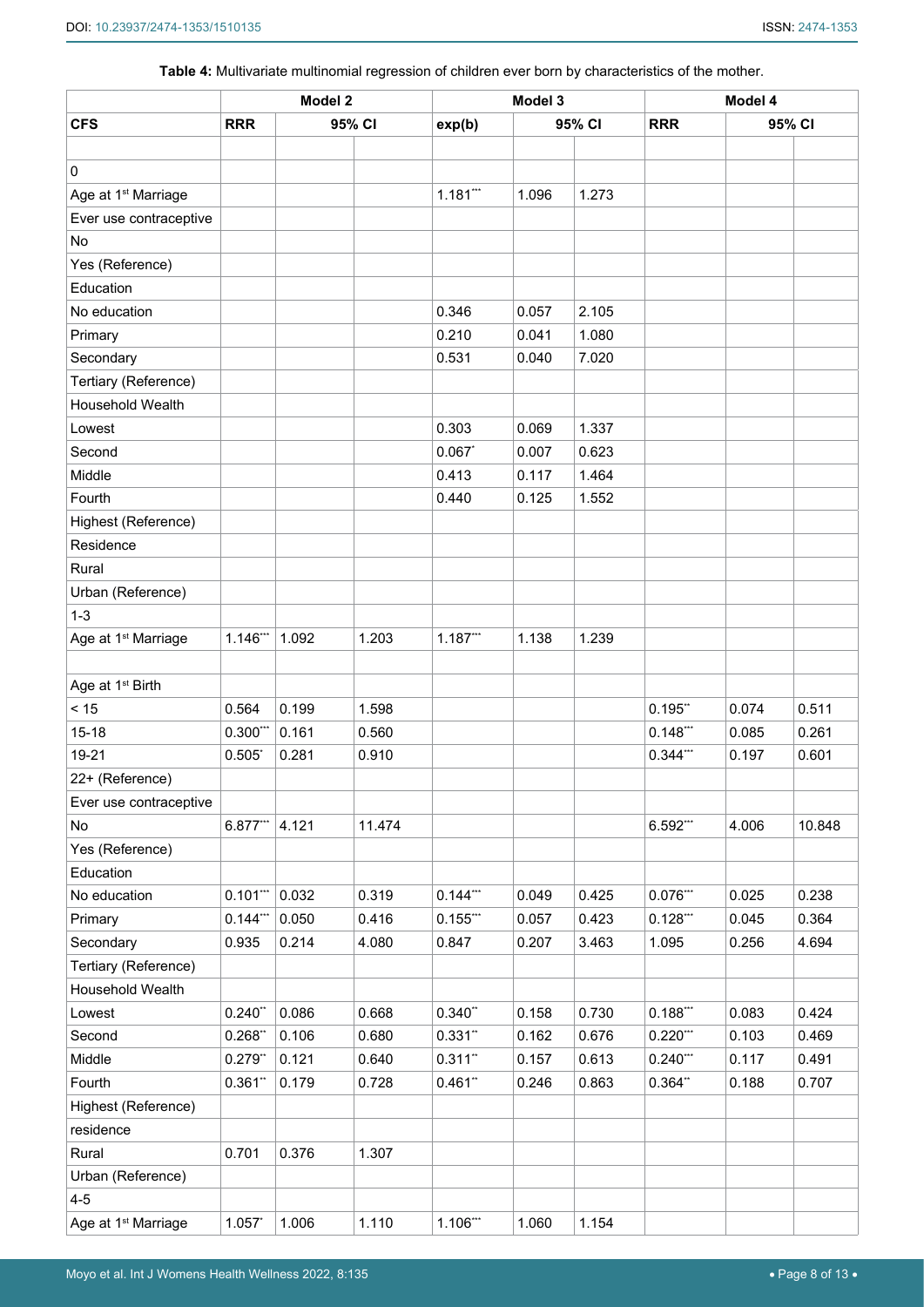**Table 4:** Multivariate multinomial regression of children ever born by characteristics of the mother.

| | Model 2 | | | Model 3 | | | Model 4 | | |
|---|---|---|---|---|---|---|---|---|---|
| **CFS** | **RRR** | **95% CI** | | **exp(b)** | **95% CI** | | **RRR** | **95% CI** | |
| | | | | | | | | | |
| 0 | | | | | | | | | |
| Age at 1st Marriage | | | | 1.181*** | 1.096 | 1.273 | | | |
| Ever use contraceptive | | | | | | | | | |
| No | | | | | | | | | |
| Yes (Reference) | | | | | | | | | |
| Education | | | | | | | | | |
| No education | | | | 0.346 | 0.057 | 2.105 | | | |
| Primary | | | | 0.210 | 0.041 | 1.080 | | | |
| Secondary | | | | 0.531 | 0.040 | 7.020 | | | |
| Tertiary (Reference) | | | | | | | | | |
| Household Wealth | | | | | | | | | |
| Lowest | | | | 0.303 | 0.069 | 1.337 | | | |
| Second | | | | 0.067* | 0.007 | 0.623 | | | |
| Middle | | | | 0.413 | 0.117 | 1.464 | | | |
| Fourth | | | | 0.440 | 0.125 | 1.552 | | | |
| Highest (Reference) | | | | | | | | | |
| Residence | | | | | | | | | |
| Rural | | | | | | | | | |
| Urban (Reference) | | | | | | | | | |
| 1-3 | | | | | | | | | |
| Age at 1st Marriage | 1.146*** | 1.092 | 1.203 | 1.187*** | 1.138 | 1.239 | | | |
| | | | | | | | | | |
| Age at 1st Birth | | | | | | | | | |
| < 15 | 0.564 | 0.199 | 1.598 | | | | 0.195** | 0.074 | 0.511 |
| 15-18 | 0.300*** | 0.161 | 0.560 | | | | 0.148*** | 0.085 | 0.261 |
| 19-21 | 0.505* | 0.281 | 0.910 | | | | 0.344*** | 0.197 | 0.601 |
| 22+ (Reference) | | | | | | | | | |
| Ever use contraceptive | | | | | | | | | |
| No | 6.877*** | 4.121 | 11.474 | | | | 6.592*** | 4.006 | 10.848 |
| Yes (Reference) | | | | | | | | | |
| Education | | | | | | | | | |
| No education | 0.101*** | 0.032 | 0.319 | 0.144*** | 0.049 | 0.425 | 0.076*** | 0.025 | 0.238 |
| Primary | 0.144*** | 0.050 | 0.416 | 0.155*** | 0.057 | 0.423 | 0.128*** | 0.045 | 0.364 |
| Secondary | 0.935 | 0.214 | 4.080 | 0.847 | 0.207 | 3.463 | 1.095 | 0.256 | 4.694 |
| Tertiary (Reference) | | | | | | | | | |
| Household Wealth | | | | | | | | | |
| Lowest | 0.240** | 0.086 | 0.668 | 0.340** | 0.158 | 0.730 | 0.188*** | 0.083 | 0.424 |
| Second | 0.268** | 0.106 | 0.680 | 0.331** | 0.162 | 0.676 | 0.220*** | 0.103 | 0.469 |
| Middle | 0.279** | 0.121 | 0.640 | 0.311** | 0.157 | 0.613 | 0.240*** | 0.117 | 0.491 |
| Fourth | 0.361** | 0.179 | 0.728 | 0.461** | 0.246 | 0.863 | 0.364** | 0.188 | 0.707 |
| Highest (Reference) | | | | | | | | | |
| residence | | | | | | | | | |
| Rural | 0.701 | 0.376 | 1.307 | | | | | | |
| Urban (Reference) | | | | | | | | | |
| 4-5 | | | | | | | | | |
| Age at 1st Marriage | 1.057* | 1.006 | 1.110 | 1.106*** | 1.060 | 1.154 | | | |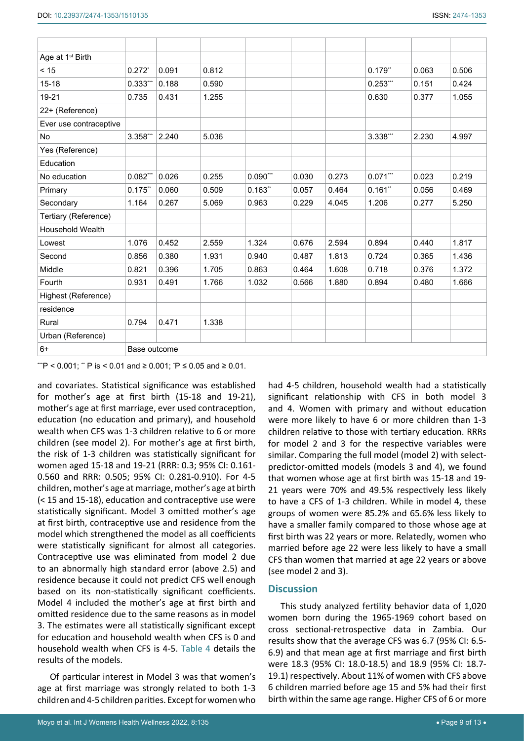| | | | | | | | | | |
|---|---|---|---|---|---|---|---|---|---|
| Age at 1st Birth | | | | | | | | | |
| < 15 | 0.272* | 0.091 | 0.812 | | | | 0.179** | 0.063 | 0.506 |
| 15-18 | 0.333*** | 0.188 | 0.590 | | | | 0.253*** | 0.151 | 0.424 |
| 19-21 | 0.735 | 0.431 | 1.255 | | | | 0.630 | 0.377 | 1.055 |
| 22+ (Reference) | | | | | | | | | |
| Ever use contraceptive | | | | | | | | | |
| No | 3.358*** | 2.240 | 5.036 | | | | 3.338*** | 2.230 | 4.997 |
| Yes (Reference) | | | | | | | | | |
| Education | | | | | | | | | |
| No education | 0.082*** | 0.026 | 0.255 | 0.090*** | 0.030 | 0.273 | 0.071*** | 0.023 | 0.219 |
| Primary | 0.175** | 0.060 | 0.509 | 0.163** | 0.057 | 0.464 | 0.161** | 0.056 | 0.469 |
| Secondary | 1.164 | 0.267 | 5.069 | 0.963 | 0.229 | 4.045 | 1.206 | 0.277 | 5.250 |
| Tertiary (Reference) | | | | | | | | | |
| Household Wealth | | | | | | | | | |
| Lowest | 1.076 | 0.452 | 2.559 | 1.324 | 0.676 | 2.594 | 0.894 | 0.440 | 1.817 |
| Second | 0.856 | 0.380 | 1.931 | 0.940 | 0.487 | 1.813 | 0.724 | 0.365 | 1.436 |
| Middle | 0.821 | 0.396 | 1.705 | 0.863 | 0.464 | 1.608 | 0.718 | 0.376 | 1.372 |
| Fourth | 0.931 | 0.491 | 1.766 | 1.032 | 0.566 | 1.880 | 0.894 | 0.480 | 1.666 |
| Highest (Reference) | | | | | | | | | |
| residence | | | | | | | | | |
| Rural | 0.794 | 0.471 | 1.338 | | | | | | |
| Urban (Reference) | | | | | | | | | |
| 6+ | Base outcome | | | | | | | | |

***P < 0.001; ** P is < 0.01 and ≥ 0.001; *P ≤ 0.05 and ≥ 0.01.

and covariates. Statistical significance was established for mother's age at first birth (15-18 and 19-21), mother's age at first marriage, ever used contraception, education (no education and primary), and household wealth when CFS was 1-3 children relative to 6 or more children (see model 2). For mother's age at first birth, the risk of 1-3 children was statistically significant for women aged 15-18 and 19-21 (RRR: 0.3; 95% CI: 0.161-0.560 and RRR: 0.505; 95% CI: 0.281-0.910). For 4-5 children, mother's age at marriage, mother's age at birth (< 15 and 15-18), education and contraceptive use were statistically significant. Model 3 omitted mother's age at first birth, contraceptive use and residence from the model which strengthened the model as all coefficients were statistically significant for almost all categories. Contraceptive use was eliminated from model 2 due to an abnormally high standard error (above 2.5) and residence because it could not predict CFS well enough based on its non-statistically significant coefficients. Model 4 included the mother's age at first birth and omitted residence due to the same reasons as in model 3. The estimates were all statistically significant except for education and household wealth when CFS is 0 and household wealth when CFS is 4-5. Table 4 details the results of the models.

Of particular interest in Model 3 was that women's age at first marriage was strongly related to both 1-3 children and 4-5 children parities. Except for women who had 4-5 children, household wealth had a statistically significant relationship with CFS in both model 3 and 4. Women with primary and without education were more likely to have 6 or more children than 1-3 children relative to those with tertiary education. RRRs for model 2 and 3 for the respective variables were similar. Comparing the full model (model 2) with select-predictor-omitted models (models 3 and 4), we found that women whose age at first birth was 15-18 and 19-21 years were 70% and 49.5% respectively less likely to have a CFS of 1-3 children. While in model 4, these groups of women were 85.2% and 65.6% less likely to have a smaller family compared to those whose age at first birth was 22 years or more. Relatedly, women who married before age 22 were less likely to have a small CFS than women that married at age 22 years or above (see model 2 and 3).

## Discussion

This study analyzed fertility behavior data of 1,020 women born during the 1965-1969 cohort based on cross sectional-retrospective data in Zambia. Our results show that the average CFS was 6.7 (95% CI: 6.5-6.9) and that mean age at first marriage and first birth were 18.3 (95% CI: 18.0-18.5) and 18.9 (95% CI: 18.7-19.1) respectively. About 11% of women with CFS above 6 children married before age 15 and 5% had their first birth within the same age range. Higher CFS of 6 or more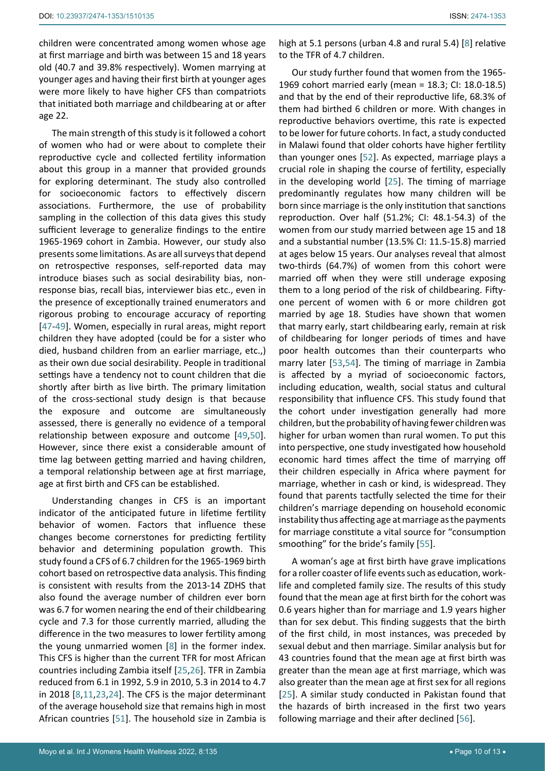children were concentrated among women whose age at first marriage and birth was between 15 and 18 years old (40.7 and 39.8% respectively). Women marrying at younger ages and having their first birth at younger ages were more likely to have higher CFS than compatriots that initiated both marriage and childbearing at or after age 22.

The main strength of this study is it followed a cohort of women who had or were about to complete their reproductive cycle and collected fertility information about this group in a manner that provided grounds for exploring determinant. The study also controlled for socioeconomic factors to effectively discern associations. Furthermore, the use of probability sampling in the collection of this data gives this study sufficient leverage to generalize findings to the entire 1965-1969 cohort in Zambia. However, our study also presents some limitations. As are all surveys that depend on retrospective responses, self-reported data may introduce biases such as social desirability bias, non-response bias, recall bias, interviewer bias etc., even in the presence of exceptionally trained enumerators and rigorous probing to encourage accuracy of reporting [47-49]. Women, especially in rural areas, might report children they have adopted (could be for a sister who died, husband children from an earlier marriage, etc.,) as their own due social desirability. People in traditional settings have a tendency not to count children that die shortly after birth as live birth. The primary limitation of the cross-sectional study design is that because the exposure and outcome are simultaneously assessed, there is generally no evidence of a temporal relationship between exposure and outcome [49,50]. However, since there exist a considerable amount of time lag between getting married and having children, a temporal relationship between age at first marriage, age at first birth and CFS can be established.

Understanding changes in CFS is an important indicator of the anticipated future in lifetime fertility behavior of women. Factors that influence these changes become cornerstones for predicting fertility behavior and determining population growth. This study found a CFS of 6.7 children for the 1965-1969 birth cohort based on retrospective data analysis. This finding is consistent with results from the 2013-14 ZDHS that also found the average number of children ever born was 6.7 for women nearing the end of their childbearing cycle and 7.3 for those currently married, alluding the difference in the two measures to lower fertility among the young unmarried women [8] in the former index. This CFS is higher than the current TFR for most African countries including Zambia itself [25,26]. TFR in Zambia reduced from 6.1 in 1992, 5.9 in 2010, 5.3 in 2014 to 4.7 in 2018 [8,11,23,24]. The CFS is the major determinant of the average household size that remains high in most African countries [51]. The household size in Zambia is high at 5.1 persons (urban 4.8 and rural 5.4) [8] relative to the TFR of 4.7 children.

Our study further found that women from the 1965-1969 cohort married early (mean = 18.3; CI: 18.0-18.5) and that by the end of their reproductive life, 68.3% of them had birthed 6 children or more. With changes in reproductive behaviors overtime, this rate is expected to be lower for future cohorts. In fact, a study conducted in Malawi found that older cohorts have higher fertility than younger ones [52]. As expected, marriage plays a crucial role in shaping the course of fertility, especially in the developing world [25]. The timing of marriage predominantly regulates how many children will be born since marriage is the only institution that sanctions reproduction. Over half (51.2%; CI: 48.1-54.3) of the women from our study married between age 15 and 18 and a substantial number (13.5% CI: 11.5-15.8) married at ages below 15 years. Our analyses reveal that almost two-thirds (64.7%) of women from this cohort were married off when they were still underage exposing them to a long period of the risk of childbearing. Fifty-one percent of women with 6 or more children got married by age 18. Studies have shown that women that marry early, start childbearing early, remain at risk of childbearing for longer periods of times and have poor health outcomes than their counterparts who marry later [53,54]. The timing of marriage in Zambia is affected by a myriad of socioeconomic factors, including education, wealth, social status and cultural responsibility that influence CFS. This study found that the cohort under investigation generally had more children, but the probability of having fewer children was higher for urban women than rural women. To put this into perspective, one study investigated how household economic hard times affect the time of marrying off their children especially in Africa where payment for marriage, whether in cash or kind, is widespread. They found that parents tactfully selected the time for their children's marriage depending on household economic instability thus affecting age at marriage as the payments for marriage constitute a vital source for "consumption smoothing" for the bride's family [55].

A woman's age at first birth have grave implications for a roller coaster of life events such as education, work-life and completed family size. The results of this study found that the mean age at first birth for the cohort was 0.6 years higher than for marriage and 1.9 years higher than for sex debut. This finding suggests that the birth of the first child, in most instances, was preceded by sexual debut and then marriage. Similar analysis but for 43 countries found that the mean age at first birth was greater than the mean age at first marriage, which was also greater than the mean age at first sex for all regions [25]. A similar study conducted in Pakistan found that the hazards of birth increased in the first two years following marriage and their after declined [56].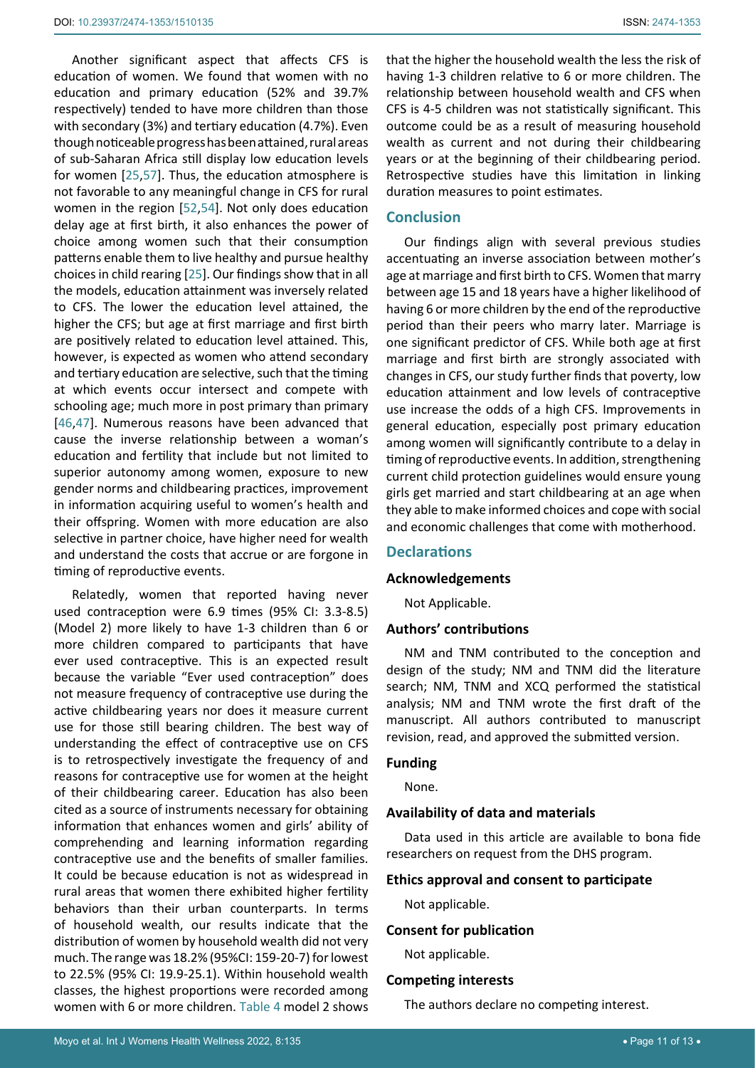Another significant aspect that affects CFS is education of women. We found that women with no education and primary education (52% and 39.7% respectively) tended to have more children than those with secondary (3%) and tertiary education (4.7%). Even though noticeable progress has been attained, rural areas of sub-Saharan Africa still display low education levels for women [25,57]. Thus, the education atmosphere is not favorable to any meaningful change in CFS for rural women in the region [52,54]. Not only does education delay age at first birth, it also enhances the power of choice among women such that their consumption patterns enable them to live healthy and pursue healthy choices in child rearing [25]. Our findings show that in all the models, education attainment was inversely related to CFS. The lower the education level attained, the higher the CFS; but age at first marriage and first birth are positively related to education level attained. This, however, is expected as women who attend secondary and tertiary education are selective, such that the timing at which events occur intersect and compete with schooling age; much more in post primary than primary [46,47]. Numerous reasons have been advanced that cause the inverse relationship between a woman's education and fertility that include but not limited to superior autonomy among women, exposure to new gender norms and childbearing practices, improvement in information acquiring useful to women's health and their offspring. Women with more education are also selective in partner choice, have higher need for wealth and understand the costs that accrue or are forgone in timing of reproductive events.

Relatedly, women that reported having never used contraception were 6.9 times (95% CI: 3.3-8.5) (Model 2) more likely to have 1-3 children than 6 or more children compared to participants that have ever used contraceptive. This is an expected result because the variable "Ever used contraception" does not measure frequency of contraceptive use during the active childbearing years nor does it measure current use for those still bearing children. The best way of understanding the effect of contraceptive use on CFS is to retrospectively investigate the frequency of and reasons for contraceptive use for women at the height of their childbearing career. Education has also been cited as a source of instruments necessary for obtaining information that enhances women and girls' ability of comprehending and learning information regarding contraceptive use and the benefits of smaller families. It could be because education is not as widespread in rural areas that women there exhibited higher fertility behaviors than their urban counterparts. In terms of household wealth, our results indicate that the distribution of women by household wealth did not vary much. The range was 18.2% (95%CI: 159-20-7) for lowest to 22.5% (95% CI: 19.9-25.1). Within household wealth classes, the highest proportions were recorded among women with 6 or more children. Table 4 model 2 shows that the higher the household wealth the less the risk of having 1-3 children relative to 6 or more children. The relationship between household wealth and CFS when CFS is 4-5 children was not statistically significant. This outcome could be as a result of measuring household wealth as current and not during their childbearing years or at the beginning of their childbearing period. Retrospective studies have this limitation in linking duration measures to point estimates.

## Conclusion

Our findings align with several previous studies accentuating an inverse association between mother's age at marriage and first birth to CFS. Women that marry between age 15 and 18 years have a higher likelihood of having 6 or more children by the end of the reproductive period than their peers who marry later. Marriage is one significant predictor of CFS. While both age at first marriage and first birth are strongly associated with changes in CFS, our study further finds that poverty, low education attainment and low levels of contraceptive use increase the odds of a high CFS. Improvements in general education, especially post primary education among women will significantly contribute to a delay in timing of reproductive events. In addition, strengthening current child protection guidelines would ensure young girls get married and start childbearing at an age when they able to make informed choices and cope with social and economic challenges that come with motherhood.

## Declarations

### Acknowledgements

Not Applicable.

### Authors' contributions

NM and TNM contributed to the conception and design of the study; NM and TNM did the literature search; NM, TNM and XCQ performed the statistical analysis; NM and TNM wrote the first draft of the manuscript. All authors contributed to manuscript revision, read, and approved the submitted version.

### Funding

None.

### Availability of data and materials

Data used in this article are available to bona fide researchers on request from the DHS program.

### Ethics approval and consent to participate

Not applicable.

### Consent for publication

Not applicable.

### Competing interests

The authors declare no competing interest.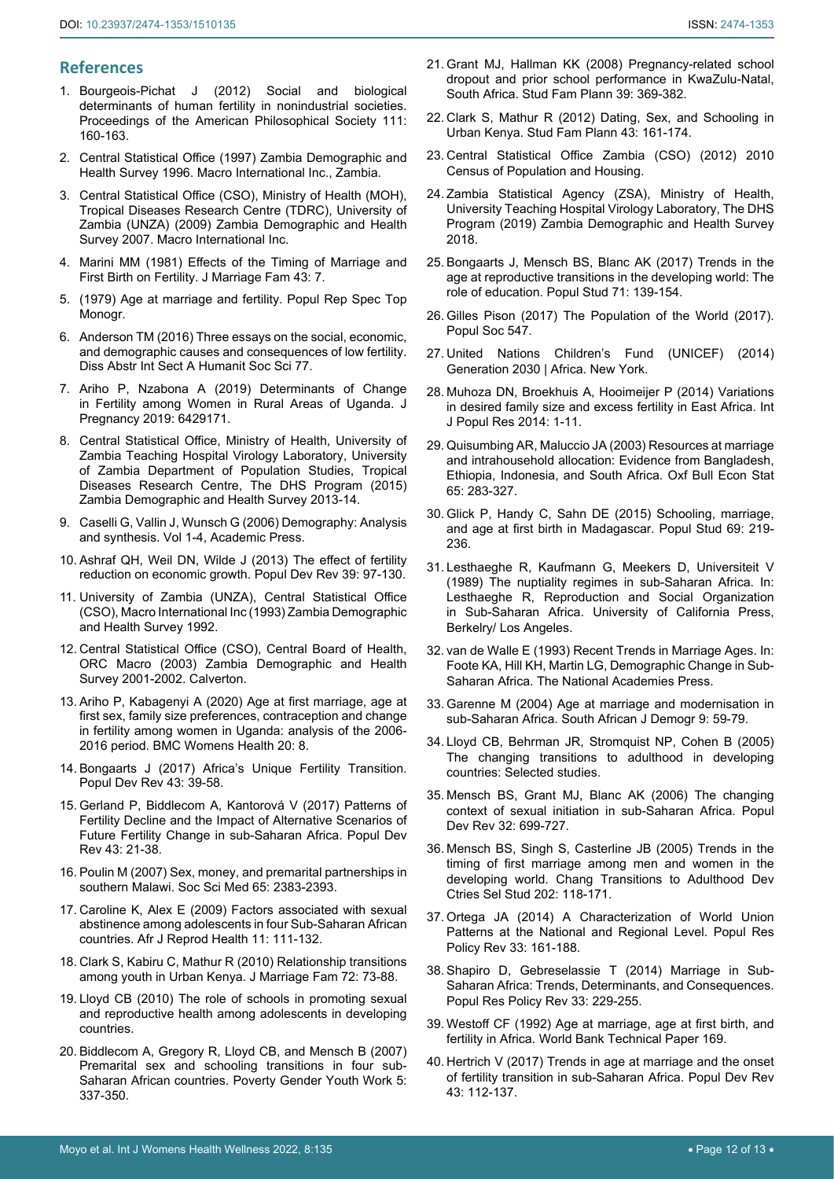## References

1. Bourgeois-Pichat J (2012) Social and biological determinants of human fertility in nonindustrial societies. Proceedings of the American Philosophical Society 111: 160-163.
2. Central Statistical Office (1997) Zambia Demographic and Health Survey 1996. Macro International Inc., Zambia.
3. Central Statistical Office (CSO), Ministry of Health (MOH), Tropical Diseases Research Centre (TDRC), University of Zambia (UNZA) (2009) Zambia Demographic and Health Survey 2007. Macro International Inc.
4. Marini MM (1981) Effects of the Timing of Marriage and First Birth on Fertility. J Marriage Fam 43: 7.
5. (1979) Age at marriage and fertility. Popul Rep Spec Top Monogr.
6. Anderson TM (2016) Three essays on the social, economic, and demographic causes and consequences of low fertility. Diss Abstr Int Sect A Humanit Soc Sci 77.
7. Ariho P, Nzabona A (2019) Determinants of Change in Fertility among Women in Rural Areas of Uganda. J Pregnancy 2019: 6429171.
8. Central Statistical Office, Ministry of Health, University of Zambia Teaching Hospital Virology Laboratory, University of Zambia Department of Population Studies, Tropical Diseases Research Centre, The DHS Program (2015) Zambia Demographic and Health Survey 2013-14.
9. Caselli G, Vallin J, Wunsch G (2006) Demography: Analysis and synthesis. Vol 1-4, Academic Press.
10. Ashraf QH, Weil DN, Wilde J (2013) The effect of fertility reduction on economic growth. Popul Dev Rev 39: 97-130.
11. University of Zambia (UNZA), Central Statistical Office (CSO), Macro International Inc (1993) Zambia Demographic and Health Survey 1992.
12. Central Statistical Office (CSO), Central Board of Health, ORC Macro (2003) Zambia Demographic and Health Survey 2001-2002. Calverton.
13. Ariho P, Kabagenyi A (2020) Age at first marriage, age at first sex, family size preferences, contraception and change in fertility among women in Uganda: analysis of the 2006-2016 period. BMC Womens Health 20: 8.
14. Bongaarts J (2017) Africa's Unique Fertility Transition. Popul Dev Rev 43: 39-58.
15. Gerland P, Biddlecom A, Kantorová V (2017) Patterns of Fertility Decline and the Impact of Alternative Scenarios of Future Fertility Change in sub-Saharan Africa. Popul Dev Rev 43: 21-38.
16. Poulin M (2007) Sex, money, and premarital partnerships in southern Malawi. Soc Sci Med 65: 2383-2393.
17. Caroline K, Alex E (2009) Factors associated with sexual abstinence among adolescents in four Sub-Saharan African countries. Afr J Reprod Health 11: 111-132.
18. Clark S, Kabiru C, Mathur R (2010) Relationship transitions among youth in Urban Kenya. J Marriage Fam 72: 73-88.
19. Lloyd CB (2010) The role of schools in promoting sexual and reproductive health among adolescents in developing countries.
20. Biddlecom A, Gregory R, Lloyd CB, and Mensch B (2007) Premarital sex and schooling transitions in four sub-Saharan African countries. Poverty Gender Youth Work 5: 337-350.
21. Grant MJ, Hallman KK (2008) Pregnancy-related school dropout and prior school performance in KwaZulu-Natal, South Africa. Stud Fam Plann 39: 369-382.
22. Clark S, Mathur R (2012) Dating, Sex, and Schooling in Urban Kenya. Stud Fam Plann 43: 161-174.
23. Central Statistical Office Zambia (CSO) (2012) 2010 Census of Population and Housing.
24. Zambia Statistical Agency (ZSA), Ministry of Health, University Teaching Hospital Virology Laboratory, The DHS Program (2019) Zambia Demographic and Health Survey 2018.
25. Bongaarts J, Mensch BS, Blanc AK (2017) Trends in the age at reproductive transitions in the developing world: The role of education. Popul Stud 71: 139-154.
26. Gilles Pison (2017) The Population of the World (2017). Popul Soc 547.
27. United Nations Children's Fund (UNICEF) (2014) Generation 2030 | Africa. New York.
28. Muhoza DN, Broekhuis A, Hooimeijer P (2014) Variations in desired family size and excess fertility in East Africa. Int J Popul Res 2014: 1-11.
29. Quisumbing AR, Maluccio JA (2003) Resources at marriage and intrahousehold allocation: Evidence from Bangladesh, Ethiopia, Indonesia, and South Africa. Oxf Bull Econ Stat 65: 283-327.
30. Glick P, Handy C, Sahn DE (2015) Schooling, marriage, and age at first birth in Madagascar. Popul Stud 69: 219-236.
31. Lesthaeghe R, Kaufmann G, Meekers D, Universiteit V (1989) The nuptiality regimes in sub-Saharan Africa. In: Lesthaeghe R, Reproduction and Social Organization in Sub-Saharan Africa. University of California Press, Berkelry/ Los Angeles.
32. van de Walle E (1993) Recent Trends in Marriage Ages. In: Foote KA, Hill KH, Martin LG, Demographic Change in Sub-Saharan Africa. The National Academies Press.
33. Garenne M (2004) Age at marriage and modernisation in sub-Saharan Africa. South African J Demogr 9: 59-79.
34. Lloyd CB, Behrman JR, Stromquist NP, Cohen B (2005) The changing transitions to adulthood in developing countries: Selected studies.
35. Mensch BS, Grant MJ, Blanc AK (2006) The changing context of sexual initiation in sub-Saharan Africa. Popul Dev Rev 32: 699-727.
36. Mensch BS, Singh S, Casterline JB (2005) Trends in the timing of first marriage among men and women in the developing world. Chang Transitions to Adulthood Dev Ctries Sel Stud 202: 118-171.
37. Ortega JA (2014) A Characterization of World Union Patterns at the National and Regional Level. Popul Res Policy Rev 33: 161-188.
38. Shapiro D, Gebreselassie T (2014) Marriage in Sub-Saharan Africa: Trends, Determinants, and Consequences. Popul Res Policy Rev 33: 229-255.
39. Westoff CF (1992) Age at marriage, age at first birth, and fertility in Africa. World Bank Technical Paper 169.
40. Hertrich V (2017) Trends in age at marriage and the onset of fertility transition in sub-Saharan Africa. Popul Dev Rev 43: 112-137.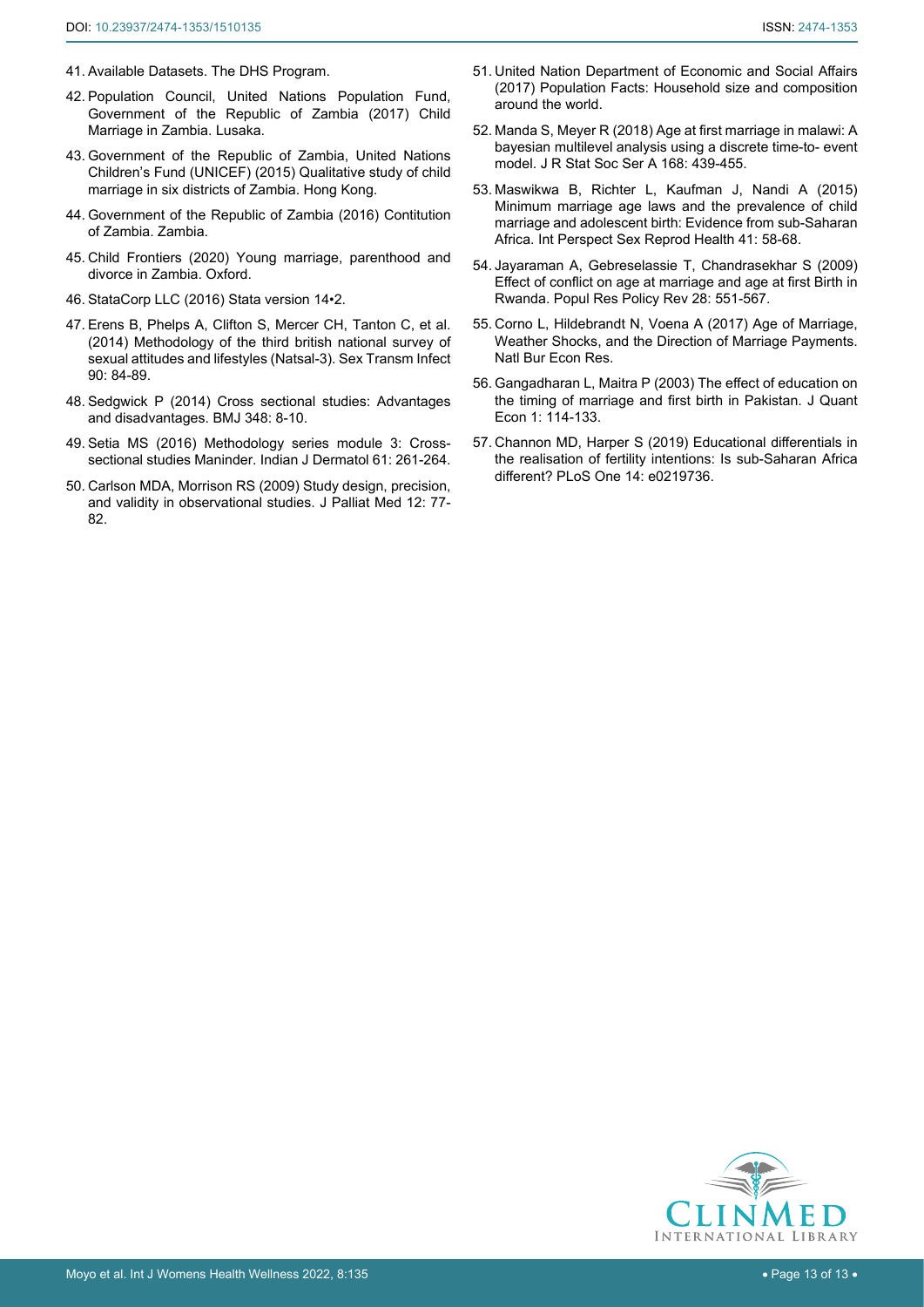41. Available Datasets. The DHS Program.

42. Population Council, United Nations Population Fund, Government of the Republic of Zambia (2017) Child Marriage in Zambia. Lusaka.

43. Government of the Republic of Zambia, United Nations Children's Fund (UNICEF) (2015) Qualitative study of child marriage in six districts of Zambia. Hong Kong.

44. Government of the Republic of Zambia (2016) Contitution of Zambia. Zambia.

45. Child Frontiers (2020) Young marriage, parenthood and divorce in Zambia. Oxford.

46. StataCorp LLC (2016) Stata version 14•2.

47. Erens B, Phelps A, Clifton S, Mercer CH, Tanton C, et al. (2014) Methodology of the third british national survey of sexual attitudes and lifestyles (Natsal-3). Sex Transm Infect 90: 84-89.

48. Sedgwick P (2014) Cross sectional studies: Advantages and disadvantages. BMJ 348: 8-10.

49. Setia MS (2016) Methodology series module 3: Cross-sectional studies Maninder. Indian J Dermatol 61: 261-264.

50. Carlson MDA, Morrison RS (2009) Study design, precision, and validity in observational studies. J Palliat Med 12: 77-82.

51. United Nation Department of Economic and Social Affairs (2017) Population Facts: Household size and composition around the world.

52. Manda S, Meyer R (2018) Age at first marriage in malawi: A bayesian multilevel analysis using a discrete time-to- event model. J R Stat Soc Ser A 168: 439-455.

53. Maswikwa B, Richter L, Kaufman J, Nandi A (2015) Minimum marriage age laws and the prevalence of child marriage and adolescent birth: Evidence from sub-Saharan Africa. Int Perspect Sex Reprod Health 41: 58-68.

54. Jayaraman A, Gebreselassie T, Chandrasekhar S (2009) Effect of conflict on age at marriage and age at first Birth in Rwanda. Popul Res Policy Rev 28: 551-567.

55. Corno L, Hildebrandt N, Voena A (2017) Age of Marriage, Weather Shocks, and the Direction of Marriage Payments. Natl Bur Econ Res.

56. Gangadharan L, Maitra P (2003) The effect of education on the timing of marriage and first birth in Pakistan. J Quant Econ 1: 114-133.

57. Channon MD, Harper S (2019) Educational differentials in the realisation of fertility intentions: Is sub-Saharan Africa different? PLoS One 14: e0219736.